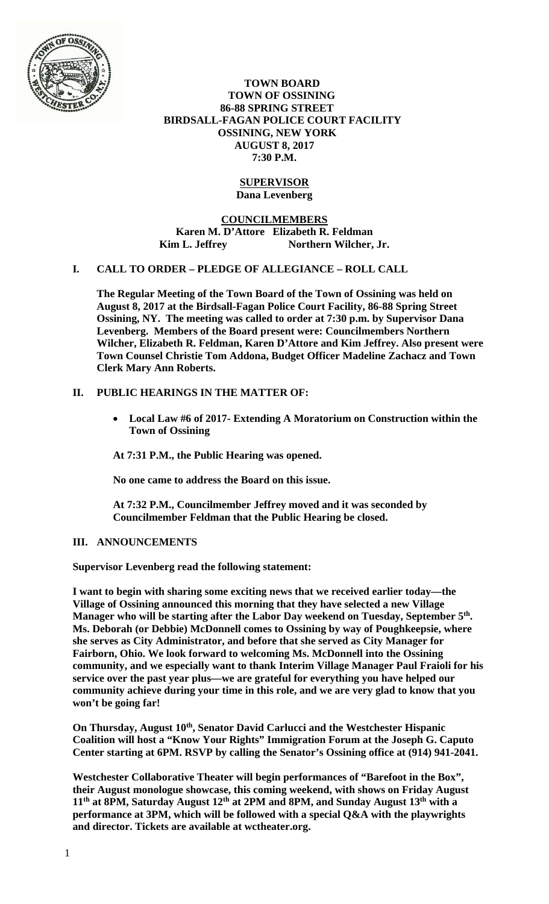**TOWN BOARD**
**TOWN OF OSSINING**
**86-88 SPRING STREET**
**BIRDSALL-FAGAN POLICE COURT FACILITY**
**OSSINING, NEW YORK**
**AUGUST 8, 2017**
**7:30 P.M.**

**SUPERVISOR**
**Dana Levenberg**

**COUNCILMEMBERS**
**Karen M. D'Attore Elizabeth R. Feldman**
**Kim L. Jeffrey Northern Wilcher, Jr.**

## I. CALL TO ORDER – PLEDGE OF ALLEGIANCE – ROLL CALL

**The Regular Meeting of the Town Board of the Town of Ossining was held on August 8, 2017 at the Birdsall-Fagan Police Court Facility, 86-88 Spring Street Ossining, NY. The meeting was called to order at 7:30 p.m. by Supervisor Dana Levenberg. Members of the Board present were: Councilmembers Northern Wilcher, Elizabeth R. Feldman, Karen D'Attore and Kim Jeffrey. Also present were Town Counsel Christie Tom Addona, Budget Officer Madeline Zachacz and Town Clerk Mary Ann Roberts.**

## II. PUBLIC HEARINGS IN THE MATTER OF:

- **Local Law #6 of 2017- Extending A Moratorium on Construction within the Town of Ossining**

**At 7:31 P.M., the Public Hearing was opened.**

**No one came to address the Board on this issue.**

**At 7:32 P.M., Councilmember Jeffrey moved and it was seconded by Councilmember Feldman that the Public Hearing be closed.**

## III. ANNOUNCEMENTS

**Supervisor Levenberg read the following statement:**

**I want to begin with sharing some exciting news that we received earlier today—the Village of Ossining announced this morning that they have selected a new Village Manager who will be starting after the Labor Day weekend on Tuesday, September 5th. Ms. Deborah (or Debbie) McDonnell comes to Ossining by way of Poughkeepsie, where she serves as City Administrator, and before that she served as City Manager for Fairborn, Ohio. We look forward to welcoming Ms. McDonnell into the Ossining community, and we especially want to thank Interim Village Manager Paul Fraioli for his service over the past year plus—we are grateful for everything you have helped our community achieve during your time in this role, and we are very glad to know that you won't be going far!**

**On Thursday, August 10th, Senator David Carlucci and the Westchester Hispanic Coalition will host a "Know Your Rights" Immigration Forum at the Joseph G. Caputo Center starting at 6PM. RSVP by calling the Senator's Ossining office at (914) 941-2041.**

**Westchester Collaborative Theater will begin performances of "Barefoot in the Box", their August monologue showcase, this coming weekend, with shows on Friday August 11th at 8PM, Saturday August 12th at 2PM and 8PM, and Sunday August 13th with a performance at 3PM, which will be followed with a special Q&A with the playwrights and director. Tickets are available at wctheater.org.**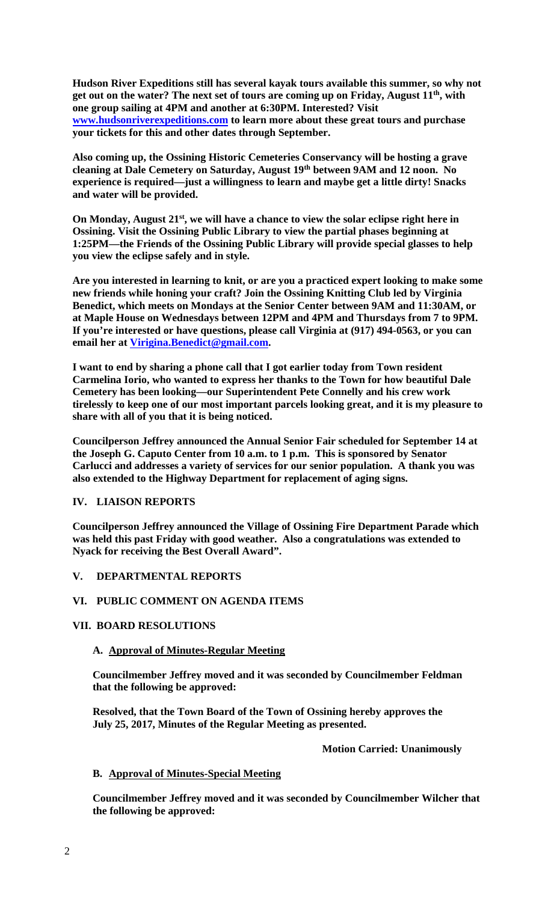**Hudson River Expeditions still has several kayak tours available this summer, so why not get out on the water? The next set of tours are coming up on Friday, August 11th, with one group sailing at 4PM and another at 6:30PM. Interested? Visit www.hudsonriverexpeditions.com to learn more about these great tours and purchase your tickets for this and other dates through September.**

**Also coming up, the Ossining Historic Cemeteries Conservancy will be hosting a grave cleaning at Dale Cemetery on Saturday, August 19th between 9AM and 12 noon. No experience is required—just a willingness to learn and maybe get a little dirty! Snacks and water will be provided.**

**On Monday, August 21st, we will have a chance to view the solar eclipse right here in Ossining. Visit the Ossining Public Library to view the partial phases beginning at 1:25PM—the Friends of the Ossining Public Library will provide special glasses to help you view the eclipse safely and in style.**

**Are you interested in learning to knit, or are you a practiced expert looking to make some new friends while honing your craft? Join the Ossining Knitting Club led by Virginia Benedict, which meets on Mondays at the Senior Center between 9AM and 11:30AM, or at Maple House on Wednesdays between 12PM and 4PM and Thursdays from 7 to 9PM. If you're interested or have questions, please call Virginia at (917) 494-0563, or you can email her at Virigina.Benedict@gmail.com.**

**I want to end by sharing a phone call that I got earlier today from Town resident Carmelina Iorio, who wanted to express her thanks to the Town for how beautiful Dale Cemetery has been looking—our Superintendent Pete Connelly and his crew work tirelessly to keep one of our most important parcels looking great, and it is my pleasure to share with all of you that it is being noticed.**

**Councilperson Jeffrey announced the Annual Senior Fair scheduled for September 14 at the Joseph G. Caputo Center from 10 a.m. to 1 p.m. This is sponsored by Senator Carlucci and addresses a variety of services for our senior population. A thank you was also extended to the Highway Department for replacement of aging signs.**

## IV. LIAISON REPORTS

**Councilperson Jeffrey announced the Village of Ossining Fire Department Parade which was held this past Friday with good weather. Also a congratulations was extended to Nyack for receiving the Best Overall Award".**

## V. DEPARTMENTAL REPORTS

## VI. PUBLIC COMMENT ON AGENDA ITEMS

## VII. BOARD RESOLUTIONS

### A. Approval of Minutes-Regular Meeting

**Councilmember Jeffrey moved and it was seconded by Councilmember Feldman that the following be approved:**

**Resolved, that the Town Board of the Town of Ossining hereby approves the July 25, 2017, Minutes of the Regular Meeting as presented.**

**Motion Carried: Unanimously**

### B. Approval of Minutes-Special Meeting

**Councilmember Jeffrey moved and it was seconded by Councilmember Wilcher that the following be approved:**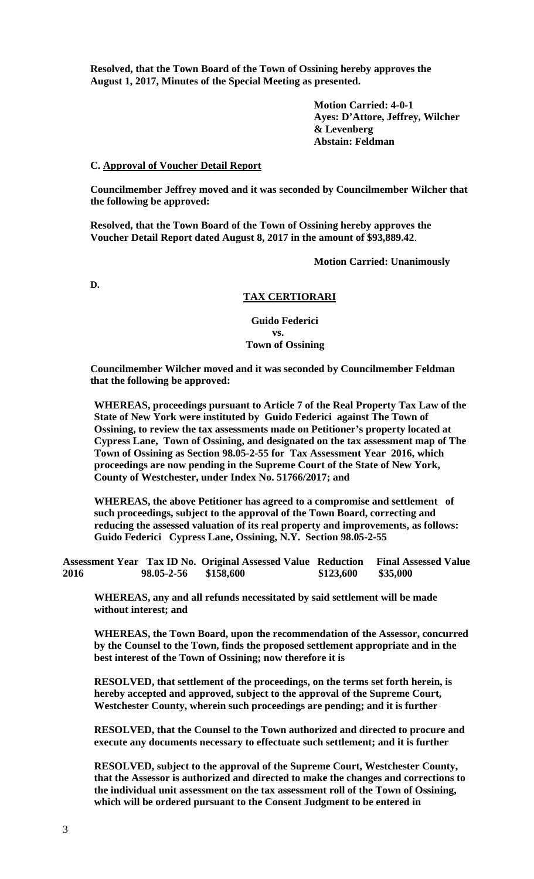**Resolved, that the Town Board of the Town of Ossining hereby approves the August 1, 2017, Minutes of the Special Meeting as presented.**

**Motion Carried: 4-0-1**
**Ayes: D'Attore, Jeffrey, Wilcher & Levenberg**
**Abstain: Feldman**

**C. Approval of Voucher Detail Report**

**Councilmember Jeffrey moved and it was seconded by Councilmember Wilcher that the following be approved:**

**Resolved, that the Town Board of the Town of Ossining hereby approves the Voucher Detail Report dated August 8, 2017 in the amount of $93,889.42.**

**Motion Carried: Unanimously**

**D.**

**TAX CERTIORARI**

**Guido Federici**
**vs.**
**Town of Ossining**

**Councilmember Wilcher moved and it was seconded by Councilmember Feldman that the following be approved:**

**WHEREAS, proceedings pursuant to Article 7 of the Real Property Tax Law of the State of New York were instituted by Guido Federici against The Town of Ossining, to review the tax assessments made on Petitioner's property located at Cypress Lane, Town of Ossining, and designated on the tax assessment map of The Town of Ossining as Section 98.05-2-55 for Tax Assessment Year 2016, which proceedings are now pending in the Supreme Court of the State of New York, County of Westchester, under Index No. 51766/2017; and**

**WHEREAS, the above Petitioner has agreed to a compromise and settlement of such proceedings, subject to the approval of the Town Board, correcting and reducing the assessed valuation of its real property and improvements, as follows: Guido Federici Cypress Lane, Ossining, N.Y. Section 98.05-2-55**

| Assessment Year | Tax ID No. | Original Assessed Value | Reduction | Final Assessed Value |
|---|---|---|---|---|
| 2016 | 98.05-2-56 | $158,600 | $123,600 | $35,000 |

**WHEREAS, any and all refunds necessitated by said settlement will be made without interest; and**

**WHEREAS, the Town Board, upon the recommendation of the Assessor, concurred by the Counsel to the Town, finds the proposed settlement appropriate and in the best interest of the Town of Ossining; now therefore it is**

**RESOLVED, that settlement of the proceedings, on the terms set forth herein, is hereby accepted and approved, subject to the approval of the Supreme Court, Westchester County, wherein such proceedings are pending; and it is further**

**RESOLVED, that the Counsel to the Town authorized and directed to procure and execute any documents necessary to effectuate such settlement; and it is further**

**RESOLVED, subject to the approval of the Supreme Court, Westchester County, that the Assessor is authorized and directed to make the changes and corrections to the individual unit assessment on the tax assessment roll of the Town of Ossining, which will be ordered pursuant to the Consent Judgment to be entered in**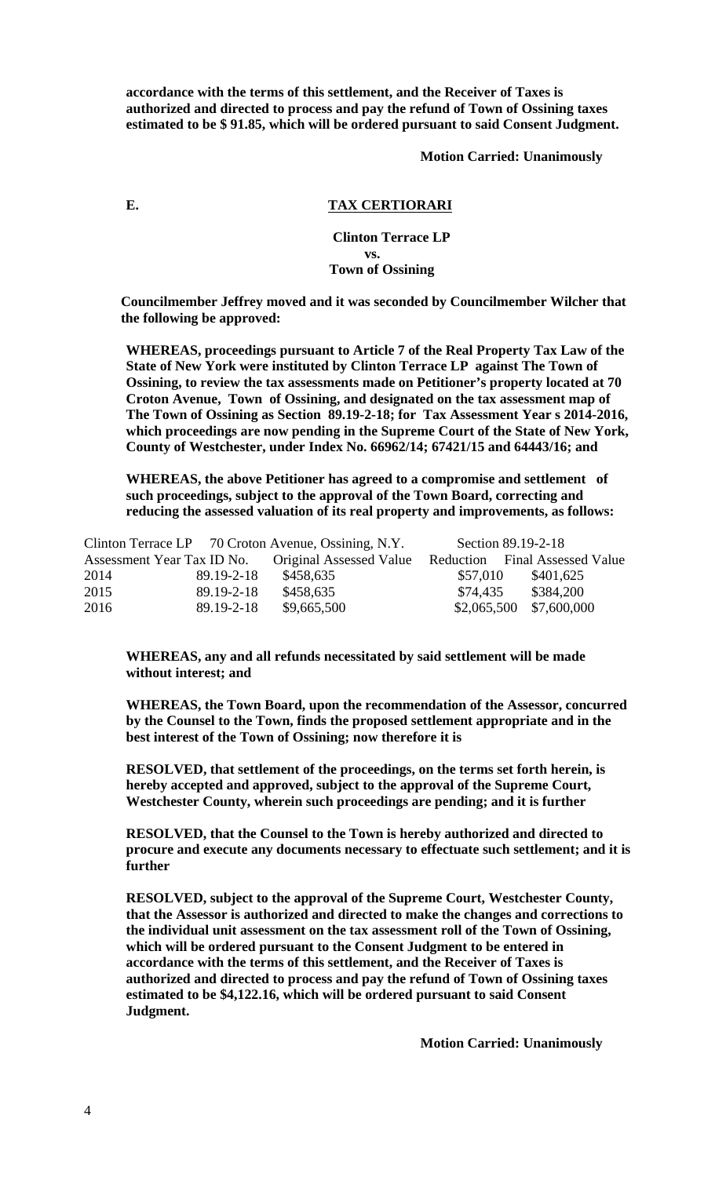**accordance with the terms of this settlement, and the Receiver of Taxes is authorized and directed to process and pay the refund of Town of Ossining taxes estimated to be $ 91.85, which will be ordered pursuant to said Consent Judgment.**

**Motion Carried: Unanimously**

**E. TAX CERTIORARI**

**Clinton Terrace LP**
**vs.**
**Town of Ossining**

**Councilmember Jeffrey moved and it was seconded by Councilmember Wilcher that the following be approved:**

**WHEREAS, proceedings pursuant to Article 7 of the Real Property Tax Law of the State of New York were instituted by Clinton Terrace LP against The Town of Ossining, to review the tax assessments made on Petitioner's property located at 70 Croton Avenue, Town of Ossining, and designated on the tax assessment map of The Town of Ossining as Section 89.19-2-18; for Tax Assessment Year s 2014-2016, which proceedings are now pending in the Supreme Court of the State of New York, County of Westchester, under Index No. 66962/14; 67421/15 and 64443/16; and**

**WHEREAS, the above Petitioner has agreed to a compromise and settlement of such proceedings, subject to the approval of the Town Board, correcting and reducing the assessed valuation of its real property and improvements, as follows:**

| Clinton Terrace LP | | 70 Croton Avenue, Ossining, N.Y. | Section 89.19-2-18 | |
|---|---|---|---|---|
| Assessment Year | Tax ID No. | Original Assessed Value | Reduction | Final Assessed Value |
| 2014 | 89.19-2-18 | $458,635 | $57,010 | $401,625 |
| 2015 | 89.19-2-18 | $458,635 | $74,435 | $384,200 |
| 2016 | 89.19-2-18 | $9,665,500 | $2,065,500 | $7,600,000 |

**WHEREAS, any and all refunds necessitated by said settlement will be made without interest; and**

**WHEREAS, the Town Board, upon the recommendation of the Assessor, concurred by the Counsel to the Town, finds the proposed settlement appropriate and in the best interest of the Town of Ossining; now therefore it is**

**RESOLVED, that settlement of the proceedings, on the terms set forth herein, is hereby accepted and approved, subject to the approval of the Supreme Court, Westchester County, wherein such proceedings are pending; and it is further**

**RESOLVED, that the Counsel to the Town is hereby authorized and directed to procure and execute any documents necessary to effectuate such settlement; and it is further**

**RESOLVED, subject to the approval of the Supreme Court, Westchester County, that the Assessor is authorized and directed to make the changes and corrections to the individual unit assessment on the tax assessment roll of the Town of Ossining, which will be ordered pursuant to the Consent Judgment to be entered in accordance with the terms of this settlement, and the Receiver of Taxes is authorized and directed to process and pay the refund of Town of Ossining taxes estimated to be $4,122.16, which will be ordered pursuant to said Consent Judgment.**

**Motion Carried: Unanimously**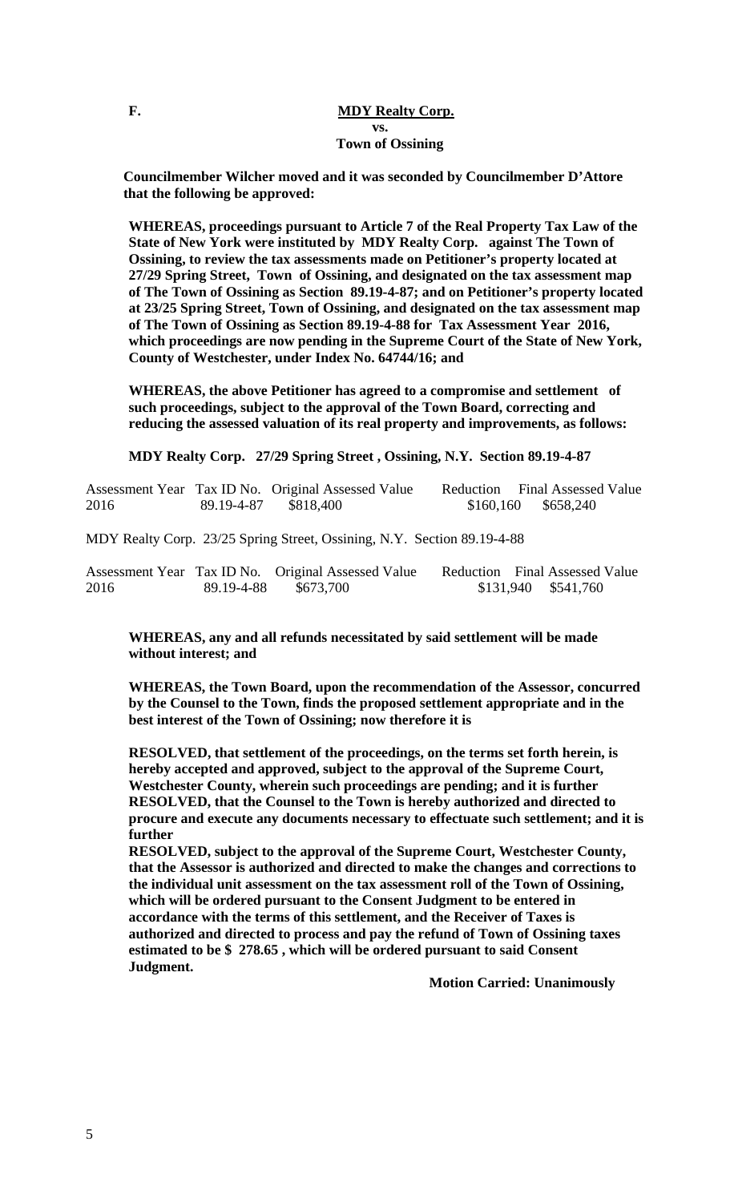**F.** **<u>MDY Realty Corp.</u>**
**vs.**
**Town of Ossining**

**Councilmember Wilcher moved and it was seconded by Councilmember D'Attore that the following be approved:**

**WHEREAS, proceedings pursuant to Article 7 of the Real Property Tax Law of the State of New York were instituted by MDY Realty Corp. against The Town of Ossining, to review the tax assessments made on Petitioner's property located at 27/29 Spring Street, Town of Ossining, and designated on the tax assessment map of The Town of Ossining as Section 89.19-4-87; and on Petitioner's property located at 23/25 Spring Street, Town of Ossining, and designated on the tax assessment map of The Town of Ossining as Section 89.19-4-88 for Tax Assessment Year 2016, which proceedings are now pending in the Supreme Court of the State of New York, County of Westchester, under Index No. 64744/16; and**

**WHEREAS, the above Petitioner has agreed to a compromise and settlement of such proceedings, subject to the approval of the Town Board, correcting and reducing the assessed valuation of its real property and improvements, as follows:**

**MDY Realty Corp. 27/29 Spring Street , Ossining, N.Y. Section 89.19-4-87**

| Assessment Year | Tax ID No. | Original Assessed Value | Reduction | Final Assessed Value |
|---|---|---|---|---|
| 2016 | 89.19-4-87 | \$818,400 | \$160,160 | \$658,240 |

MDY Realty Corp. 23/25 Spring Street, Ossining, N.Y. Section 89.19-4-88

| Assessment Year | Tax ID No. | Original Assessed Value | Reduction | Final Assessed Value |
|---|---|---|---|---|
| 2016 | 89.19-4-88 | \$673,700 | \$131,940 | \$541,760 |

**WHEREAS, any and all refunds necessitated by said settlement will be made without interest; and**

**WHEREAS, the Town Board, upon the recommendation of the Assessor, concurred by the Counsel to the Town, finds the proposed settlement appropriate and in the best interest of the Town of Ossining; now therefore it is**

**RESOLVED, that settlement of the proceedings, on the terms set forth herein, is hereby accepted and approved, subject to the approval of the Supreme Court, Westchester County, wherein such proceedings are pending; and it is further RESOLVED, that the Counsel to the Town is hereby authorized and directed to procure and execute any documents necessary to effectuate such settlement; and it is further**

**RESOLVED, subject to the approval of the Supreme Court, Westchester County, that the Assessor is authorized and directed to make the changes and corrections to the individual unit assessment on the tax assessment roll of the Town of Ossining, which will be ordered pursuant to the Consent Judgment to be entered in accordance with the terms of this settlement, and the Receiver of Taxes is authorized and directed to process and pay the refund of Town of Ossining taxes estimated to be \$ 278.65 , which will be ordered pursuant to said Consent Judgment.**

**Motion Carried: Unanimously**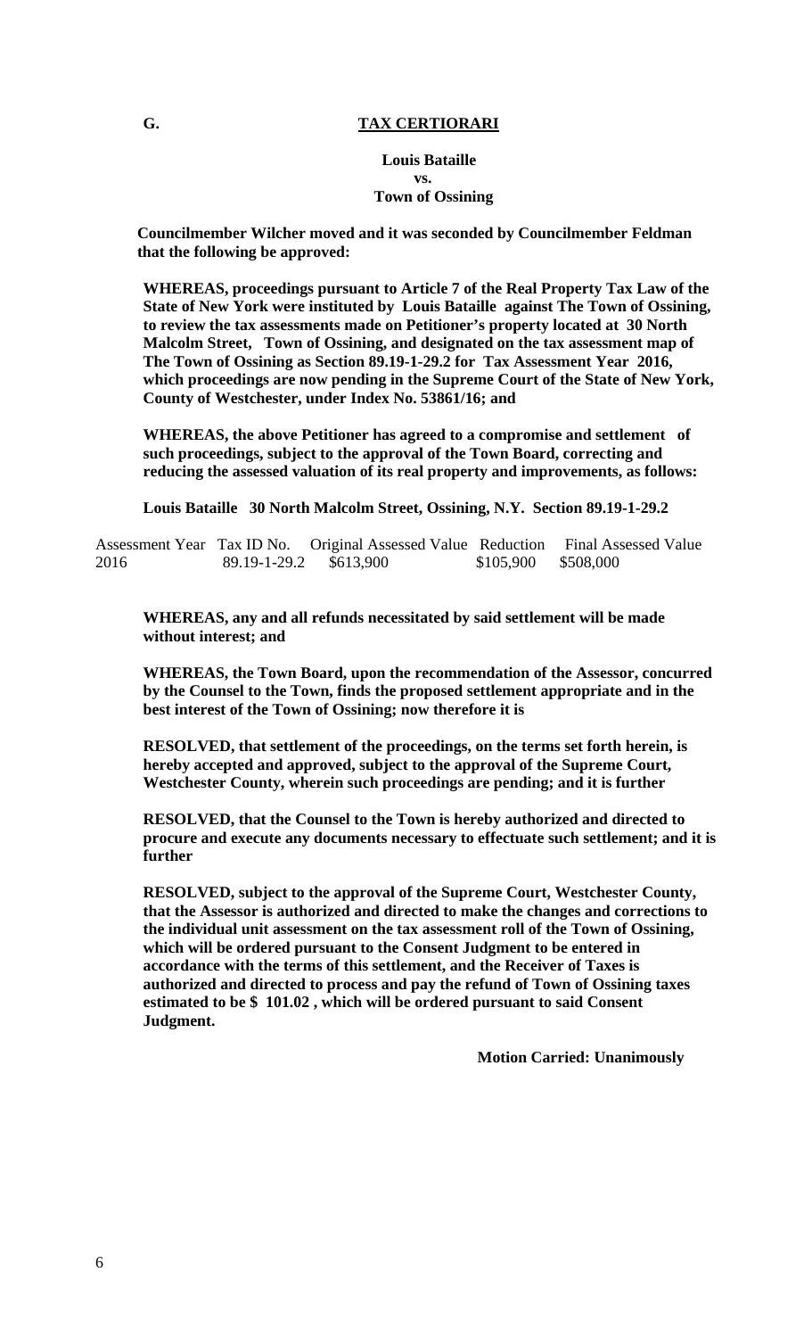## G. TAX CERTIORARI

**Louis Bataille**
**vs.**
**Town of Ossining**

**Councilmember Wilcher moved and it was seconded by Councilmember Feldman that the following be approved:**

**WHEREAS, proceedings pursuant to Article 7 of the Real Property Tax Law of the State of New York were instituted by Louis Bataille against The Town of Ossining, to review the tax assessments made on Petitioner's property located at 30 North Malcolm Street, Town of Ossining, and designated on the tax assessment map of The Town of Ossining as Section 89.19-1-29.2 for Tax Assessment Year 2016, which proceedings are now pending in the Supreme Court of the State of New York, County of Westchester, under Index No. 53861/16; and**

**WHEREAS, the above Petitioner has agreed to a compromise and settlement of such proceedings, subject to the approval of the Town Board, correcting and reducing the assessed valuation of its real property and improvements, as follows:**

**Louis Bataille 30 North Malcolm Street, Ossining, N.Y. Section 89.19-1-29.2**

| Assessment Year | Tax ID No. | Original Assessed Value | Reduction | Final Assessed Value |
| --- | --- | --- | --- | --- |
| 2016 | 89.19-1-29.2 | $613,900 | $105,900 | $508,000 |

**WHEREAS, any and all refunds necessitated by said settlement will be made without interest; and**

**WHEREAS, the Town Board, upon the recommendation of the Assessor, concurred by the Counsel to the Town, finds the proposed settlement appropriate and in the best interest of the Town of Ossining; now therefore it is**

**RESOLVED, that settlement of the proceedings, on the terms set forth herein, is hereby accepted and approved, subject to the approval of the Supreme Court, Westchester County, wherein such proceedings are pending; and it is further**

**RESOLVED, that the Counsel to the Town is hereby authorized and directed to procure and execute any documents necessary to effectuate such settlement; and it is further**

**RESOLVED, subject to the approval of the Supreme Court, Westchester County, that the Assessor is authorized and directed to make the changes and corrections to the individual unit assessment on the tax assessment roll of the Town of Ossining, which will be ordered pursuant to the Consent Judgment to be entered in accordance with the terms of this settlement, and the Receiver of Taxes is authorized and directed to process and pay the refund of Town of Ossining taxes estimated to be $ 101.02 , which will be ordered pursuant to said Consent Judgment.**

**Motion Carried: Unanimously**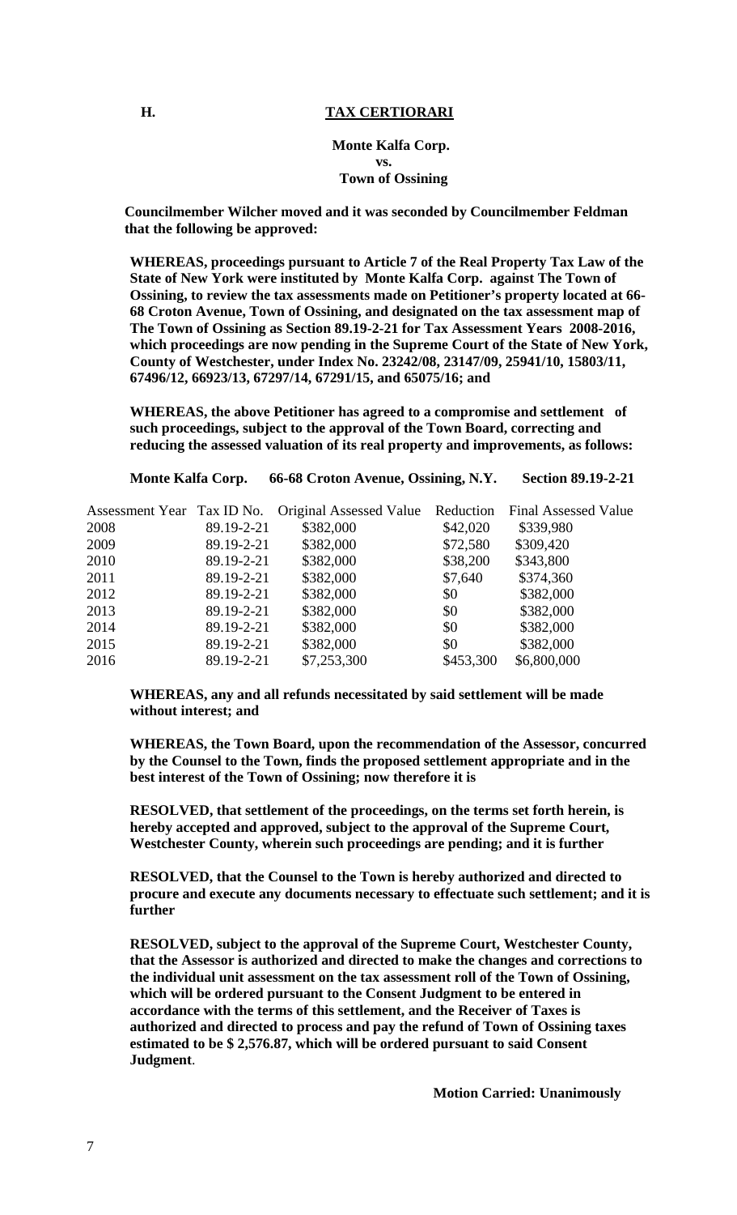## H. TAX CERTIORARI

**Monte Kalfa Corp.**
**vs.**
**Town of Ossining**

**Councilmember Wilcher moved and it was seconded by Councilmember Feldman that the following be approved:**

**WHEREAS, proceedings pursuant to Article 7 of the Real Property Tax Law of the State of New York were instituted by Monte Kalfa Corp. against The Town of Ossining, to review the tax assessments made on Petitioner's property located at 66-68 Croton Avenue, Town of Ossining, and designated on the tax assessment map of The Town of Ossining as Section 89.19-2-21 for Tax Assessment Years 2008-2016, which proceedings are now pending in the Supreme Court of the State of New York, County of Westchester, under Index No. 23242/08, 23147/09, 25941/10, 15803/11, 67496/12, 66923/13, 67297/14, 67291/15, and 65075/16; and**

**WHEREAS, the above Petitioner has agreed to a compromise and settlement of such proceedings, subject to the approval of the Town Board, correcting and reducing the assessed valuation of its real property and improvements, as follows:**

**Monte Kalfa Corp. 66-68 Croton Avenue, Ossining, N.Y. Section 89.19-2-21**

| Assessment Year | Tax ID No. | Original Assessed Value | Reduction | Final Assessed Value |
|---|---|---|---|---|
| 2008 | 89.19-2-21 | $382,000 | $42,020 | $339,980 |
| 2009 | 89.19-2-21 | $382,000 | $72,580 | $309,420 |
| 2010 | 89.19-2-21 | $382,000 | $38,200 | $343,800 |
| 2011 | 89.19-2-21 | $382,000 | $7,640 | $374,360 |
| 2012 | 89.19-2-21 | $382,000 | $0 | $382,000 |
| 2013 | 89.19-2-21 | $382,000 | $0 | $382,000 |
| 2014 | 89.19-2-21 | $382,000 | $0 | $382,000 |
| 2015 | 89.19-2-21 | $382,000 | $0 | $382,000 |
| 2016 | 89.19-2-21 | $7,253,300 | $453,300 | $6,800,000 |

**WHEREAS, any and all refunds necessitated by said settlement will be made without interest; and**

**WHEREAS, the Town Board, upon the recommendation of the Assessor, concurred by the Counsel to the Town, finds the proposed settlement appropriate and in the best interest of the Town of Ossining; now therefore it is**

**RESOLVED, that settlement of the proceedings, on the terms set forth herein, is hereby accepted and approved, subject to the approval of the Supreme Court, Westchester County, wherein such proceedings are pending; and it is further**

**RESOLVED, that the Counsel to the Town is hereby authorized and directed to procure and execute any documents necessary to effectuate such settlement; and it is further**

**RESOLVED, subject to the approval of the Supreme Court, Westchester County, that the Assessor is authorized and directed to make the changes and corrections to the individual unit assessment on the tax assessment roll of the Town of Ossining, which will be ordered pursuant to the Consent Judgment to be entered in accordance with the terms of this settlement, and the Receiver of Taxes is authorized and directed to process and pay the refund of Town of Ossining taxes estimated to be $ 2,576.87, which will be ordered pursuant to said Consent Judgment.**

**Motion Carried: Unanimously**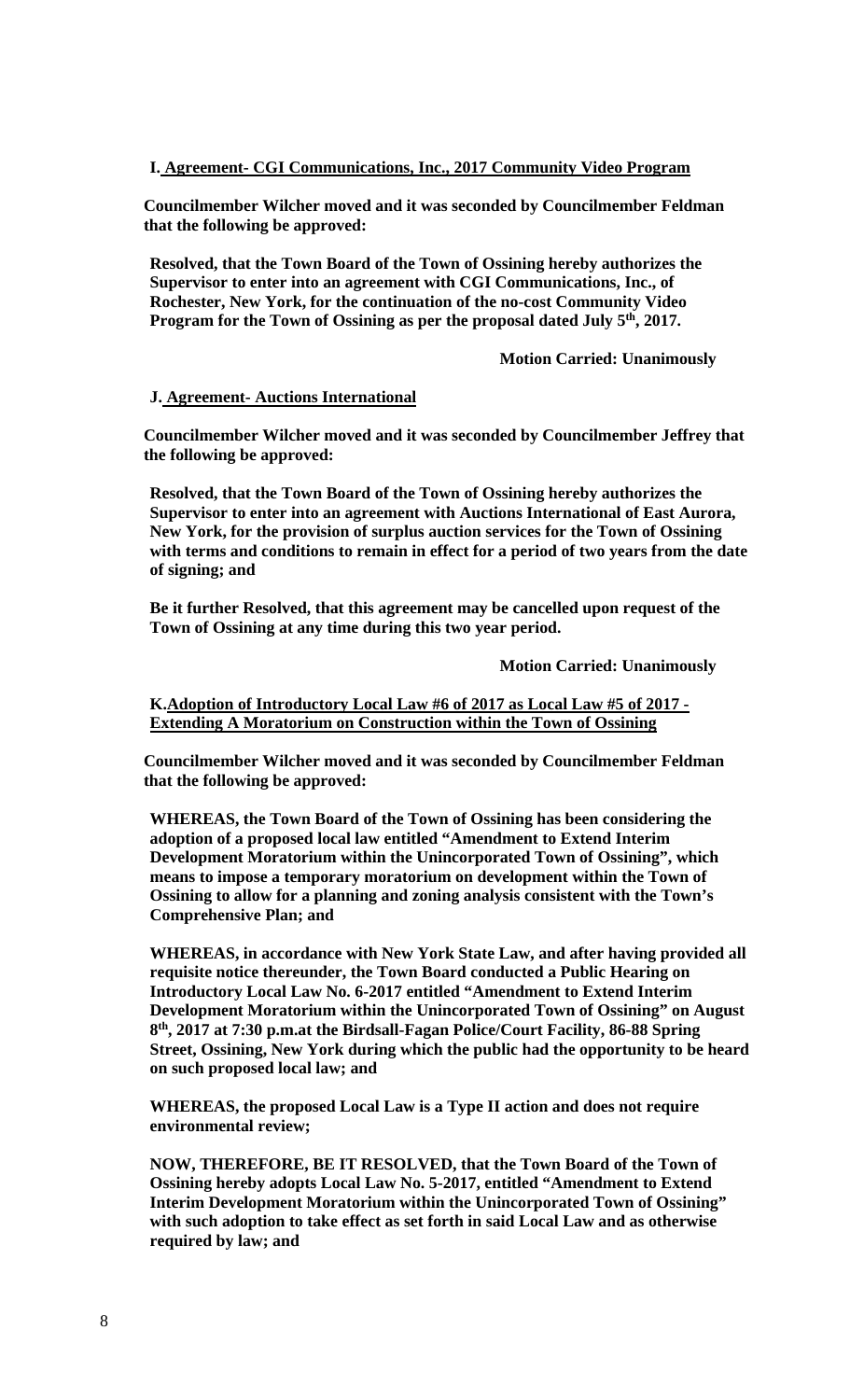**I. Agreement- CGI Communications, Inc., 2017 Community Video Program**

**Councilmember Wilcher moved and it was seconded by Councilmember Feldman that the following be approved:**

**Resolved, that the Town Board of the Town of Ossining hereby authorizes the Supervisor to enter into an agreement with CGI Communications, Inc., of Rochester, New York, for the continuation of the no-cost Community Video Program for the Town of Ossining as per the proposal dated July 5th, 2017.**

**Motion Carried: Unanimously**

**J. Agreement- Auctions International**

**Councilmember Wilcher moved and it was seconded by Councilmember Jeffrey that the following be approved:**

**Resolved, that the Town Board of the Town of Ossining hereby authorizes the Supervisor to enter into an agreement with Auctions International of East Aurora, New York, for the provision of surplus auction services for the Town of Ossining with terms and conditions to remain in effect for a period of two years from the date of signing; and**

**Be it further Resolved, that this agreement may be cancelled upon request of the Town of Ossining at any time during this two year period.**

**Motion Carried: Unanimously**

**K.Adoption of Introductory Local Law #6 of 2017 as Local Law #5 of 2017 - Extending A Moratorium on Construction within the Town of Ossining**

**Councilmember Wilcher moved and it was seconded by Councilmember Feldman that the following be approved:**

**WHEREAS, the Town Board of the Town of Ossining has been considering the adoption of a proposed local law entitled "Amendment to Extend Interim Development Moratorium within the Unincorporated Town of Ossining", which means to impose a temporary moratorium on development within the Town of Ossining to allow for a planning and zoning analysis consistent with the Town's Comprehensive Plan; and**

**WHEREAS, in accordance with New York State Law, and after having provided all requisite notice thereunder, the Town Board conducted a Public Hearing on Introductory Local Law No. 6-2017 entitled "Amendment to Extend Interim Development Moratorium within the Unincorporated Town of Ossining" on August 8th, 2017 at 7:30 p.m.at the Birdsall-Fagan Police/Court Facility, 86-88 Spring Street, Ossining, New York during which the public had the opportunity to be heard on such proposed local law; and**

**WHEREAS, the proposed Local Law is a Type II action and does not require environmental review;**

**NOW, THEREFORE, BE IT RESOLVED, that the Town Board of the Town of Ossining hereby adopts Local Law No. 5-2017, entitled "Amendment to Extend Interim Development Moratorium within the Unincorporated Town of Ossining" with such adoption to take effect as set forth in said Local Law and as otherwise required by law; and**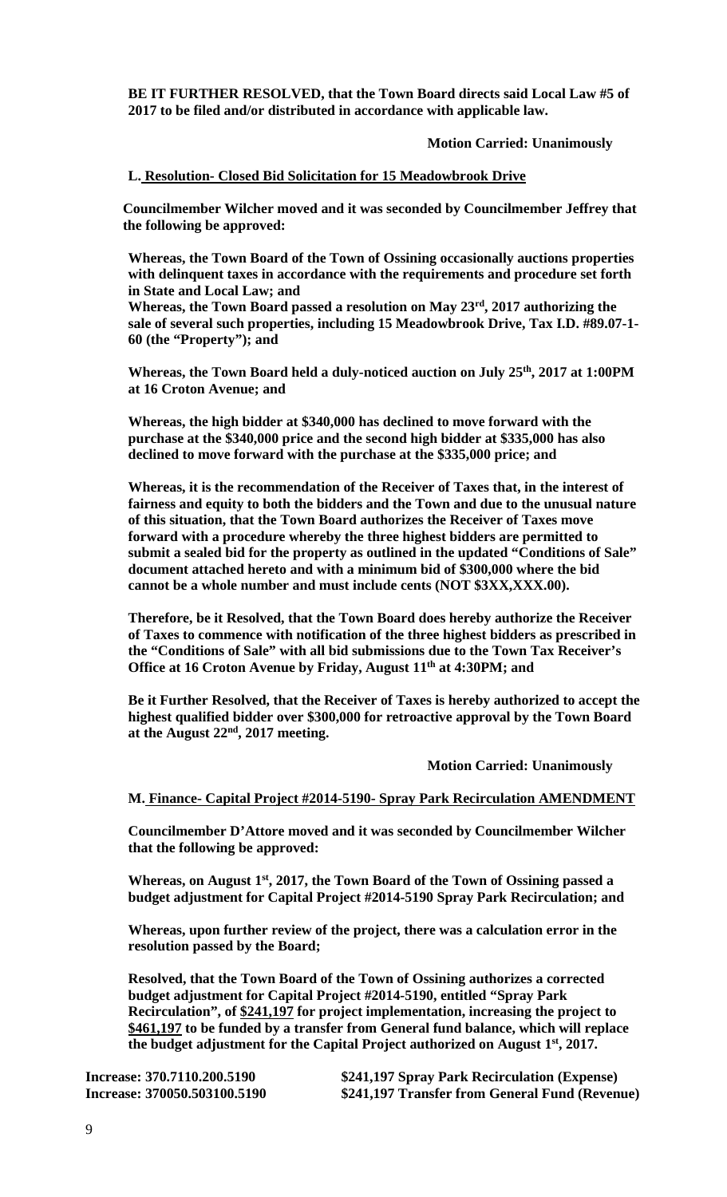**BE IT FURTHER RESOLVED, that the Town Board directs said Local Law #5 of 2017 to be filed and/or distributed in accordance with applicable law.**

**Motion Carried: Unanimously**

**L. Resolution- Closed Bid Solicitation for 15 Meadowbrook Drive**

**Councilmember Wilcher moved and it was seconded by Councilmember Jeffrey that the following be approved:**

**Whereas, the Town Board of the Town of Ossining occasionally auctions properties with delinquent taxes in accordance with the requirements and procedure set forth in State and Local Law; and**
**Whereas, the Town Board passed a resolution on May 23rd, 2017 authorizing the sale of several such properties, including 15 Meadowbrook Drive, Tax I.D. #89.07-1-60 (the "Property"); and**

**Whereas, the Town Board held a duly-noticed auction on July 25th, 2017 at 1:00PM at 16 Croton Avenue; and**

**Whereas, the high bidder at $340,000 has declined to move forward with the purchase at the $340,000 price and the second high bidder at $335,000 has also declined to move forward with the purchase at the $335,000 price; and**

**Whereas, it is the recommendation of the Receiver of Taxes that, in the interest of fairness and equity to both the bidders and the Town and due to the unusual nature of this situation, that the Town Board authorizes the Receiver of Taxes move forward with a procedure whereby the three highest bidders are permitted to submit a sealed bid for the property as outlined in the updated "Conditions of Sale" document attached hereto and with a minimum bid of $300,000 where the bid cannot be a whole number and must include cents (NOT $3XX,XXX.00).**

**Therefore, be it Resolved, that the Town Board does hereby authorize the Receiver of Taxes to commence with notification of the three highest bidders as prescribed in the "Conditions of Sale" with all bid submissions due to the Town Tax Receiver's Office at 16 Croton Avenue by Friday, August 11th at 4:30PM; and**

**Be it Further Resolved, that the Receiver of Taxes is hereby authorized to accept the highest qualified bidder over $300,000 for retroactive approval by the Town Board at the August 22nd, 2017 meeting.**

**Motion Carried: Unanimously**

**M. Finance- Capital Project #2014-5190- Spray Park Recirculation AMENDMENT**

**Councilmember D'Attore moved and it was seconded by Councilmember Wilcher that the following be approved:**

**Whereas, on August 1st, 2017, the Town Board of the Town of Ossining passed a budget adjustment for Capital Project #2014-5190 Spray Park Recirculation; and**

**Whereas, upon further review of the project, there was a calculation error in the resolution passed by the Board;**

**Resolved, that the Town Board of the Town of Ossining authorizes a corrected budget adjustment for Capital Project #2014-5190, entitled "Spray Park Recirculation", of $241,197 for project implementation, increasing the project to $461,197 to be funded by a transfer from General fund balance, which will replace the budget adjustment for the Capital Project authorized on August 1st, 2017.**

| | |
|---|---|
| **Increase: 370.7110.200.5190** | **$241,197 Spray Park Recirculation (Expense)** |
| **Increase: 370050.503100.5190** | **$241,197 Transfer from General Fund (Revenue)** |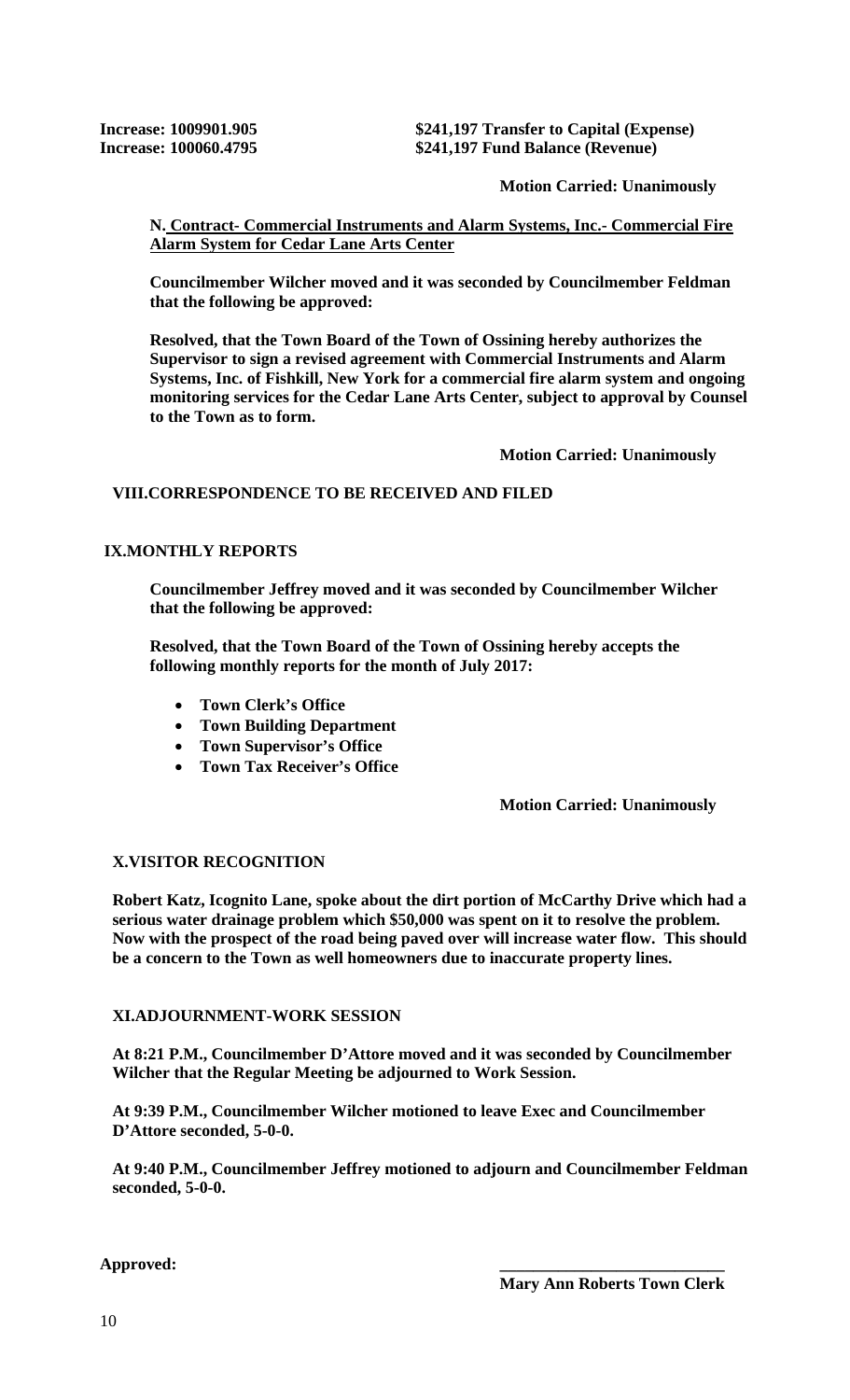**Increase: 1009901.905 $241,197 Transfer to Capital (Expense)**
**Increase: 100060.4795 $241,197 Fund Balance (Revenue)**

**Motion Carried: Unanimously**

**N. Contract- Commercial Instruments and Alarm Systems, Inc.- Commercial Fire Alarm System for Cedar Lane Arts Center**

**Councilmember Wilcher moved and it was seconded by Councilmember Feldman that the following be approved:**

**Resolved, that the Town Board of the Town of Ossining hereby authorizes the Supervisor to sign a revised agreement with Commercial Instruments and Alarm Systems, Inc. of Fishkill, New York for a commercial fire alarm system and ongoing monitoring services for the Cedar Lane Arts Center, subject to approval by Counsel to the Town as to form.**

**Motion Carried: Unanimously**

## VIII.CORRESPONDENCE TO BE RECEIVED AND FILED

## IX.MONTHLY REPORTS

**Councilmember Jeffrey moved and it was seconded by Councilmember Wilcher that the following be approved:**

**Resolved, that the Town Board of the Town of Ossining hereby accepts the following monthly reports for the month of July 2017:**

- **Town Clerk's Office**
- **Town Building Department**
- **Town Supervisor's Office**
- **Town Tax Receiver's Office**

**Motion Carried: Unanimously**

## X.VISITOR RECOGNITION

**Robert Katz, Icognito Lane, spoke about the dirt portion of McCarthy Drive which had a serious water drainage problem which $50,000 was spent on it to resolve the problem. Now with the prospect of the road being paved over will increase water flow. This should be a concern to the Town as well homeowners due to inaccurate property lines.**

## XI.ADJOURNMENT-WORK SESSION

**At 8:21 P.M., Councilmember D'Attore moved and it was seconded by Councilmember Wilcher that the Regular Meeting be adjourned to Work Session.**

**At 9:39 P.M., Councilmember Wilcher motioned to leave Exec and Councilmember D'Attore seconded, 5-0-0.**

**At 9:40 P.M., Councilmember Jeffrey motioned to adjourn and Councilmember Feldman seconded, 5-0-0.**

**Approved:** \_\_\_\_\_\_\_\_\_\_\_\_\_\_\_\_\_\_\_\_\_\_\_\_\_\_\_

**Mary Ann Roberts Town Clerk**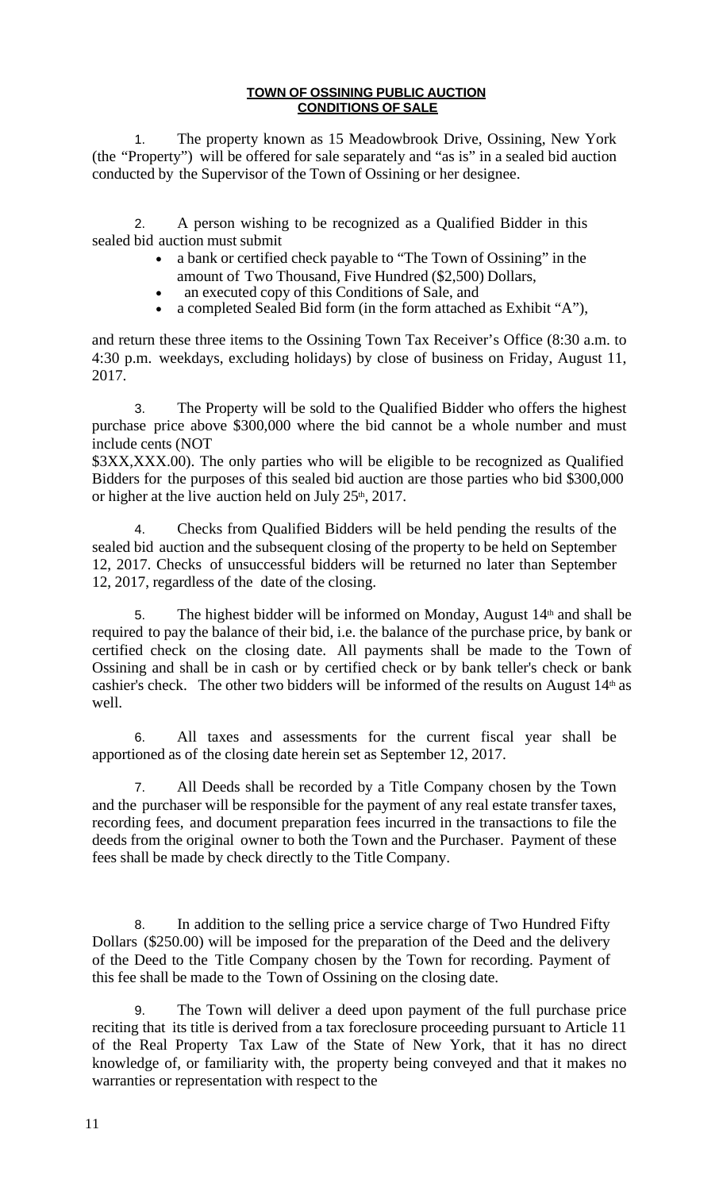**TOWN OF OSSINING PUBLIC AUCTION**
**CONDITIONS OF SALE**

1. The property known as 15 Meadowbrook Drive, Ossining, New York (the "Property") will be offered for sale separately and "as is" in a sealed bid auction conducted by the Supervisor of the Town of Ossining or her designee.

2. A person wishing to be recognized as a Qualified Bidder in this sealed bid auction must submit

- a bank or certified check payable to "The Town of Ossining" in the amount of Two Thousand, Five Hundred ($2,500) Dollars,
- an executed copy of this Conditions of Sale, and
- a completed Sealed Bid form (in the form attached as Exhibit "A"),

and return these three items to the Ossining Town Tax Receiver's Office (8:30 a.m. to 4:30 p.m. weekdays, excluding holidays) by close of business on Friday, August 11, 2017.

3. The Property will be sold to the Qualified Bidder who offers the highest purchase price above $300,000 where the bid cannot be a whole number and must include cents (NOT $3XX,XXX.00). The only parties who will be eligible to be recognized as Qualified Bidders for the purposes of this sealed bid auction are those parties who bid $300,000 or higher at the live auction held on July 25th, 2017.

4. Checks from Qualified Bidders will be held pending the results of the sealed bid auction and the subsequent closing of the property to be held on September 12, 2017. Checks of unsuccessful bidders will be returned no later than September 12, 2017, regardless of the date of the closing.

5. The highest bidder will be informed on Monday, August 14th and shall be required to pay the balance of their bid, i.e. the balance of the purchase price, by bank or certified check on the closing date. All payments shall be made to the Town of Ossining and shall be in cash or by certified check or by bank teller's check or bank cashier's check. The other two bidders will be informed of the results on August 14th as well.

6. All taxes and assessments for the current fiscal year shall be apportioned as of the closing date herein set as September 12, 2017.

7. All Deeds shall be recorded by a Title Company chosen by the Town and the purchaser will be responsible for the payment of any real estate transfer taxes, recording fees, and document preparation fees incurred in the transactions to file the deeds from the original owner to both the Town and the Purchaser. Payment of these fees shall be made by check directly to the Title Company.

8. In addition to the selling price a service charge of Two Hundred Fifty Dollars ($250.00) will be imposed for the preparation of the Deed and the delivery of the Deed to the Title Company chosen by the Town for recording. Payment of this fee shall be made to the Town of Ossining on the closing date.

9. The Town will deliver a deed upon payment of the full purchase price reciting that its title is derived from a tax foreclosure proceeding pursuant to Article 11 of the Real Property Tax Law of the State of New York, that it has no direct knowledge of, or familiarity with, the property being conveyed and that it makes no warranties or representation with respect to the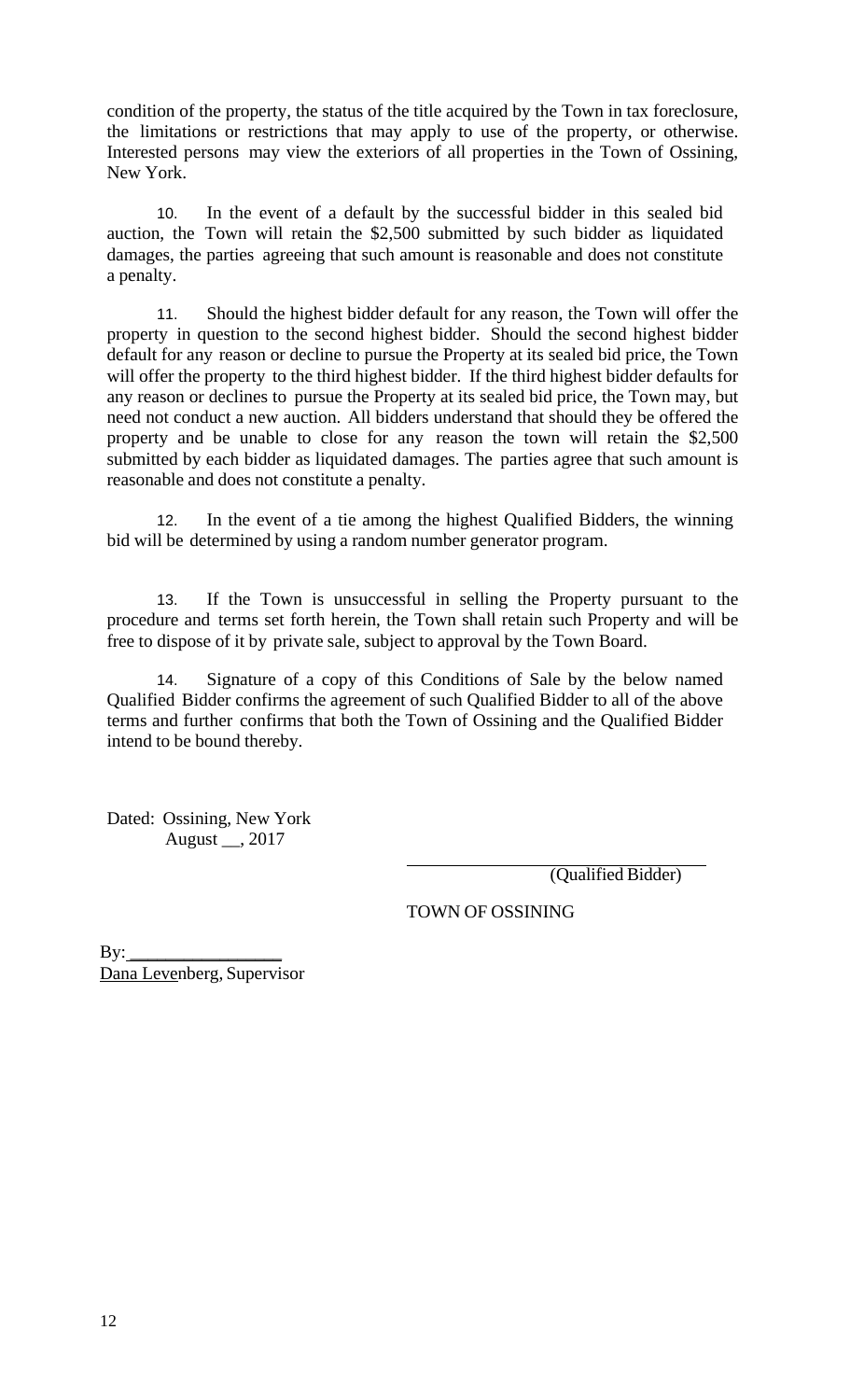condition of the property, the status of the title acquired by the Town in tax foreclosure, the limitations or restrictions that may apply to use of the property, or otherwise. Interested persons may view the exteriors of all properties in the Town of Ossining, New York.

10. In the event of a default by the successful bidder in this sealed bid auction, the Town will retain the $2,500 submitted by such bidder as liquidated damages, the parties agreeing that such amount is reasonable and does not constitute a penalty.

11. Should the highest bidder default for any reason, the Town will offer the property in question to the second highest bidder. Should the second highest bidder default for any reason or decline to pursue the Property at its sealed bid price, the Town will offer the property to the third highest bidder. If the third highest bidder defaults for any reason or declines to pursue the Property at its sealed bid price, the Town may, but need not conduct a new auction. All bidders understand that should they be offered the property and be unable to close for any reason the town will retain the $2,500 submitted by each bidder as liquidated damages. The parties agree that such amount is reasonable and does not constitute a penalty.

12. In the event of a tie among the highest Qualified Bidders, the winning bid will be determined by using a random number generator program.

13. If the Town is unsuccessful in selling the Property pursuant to the procedure and terms set forth herein, the Town shall retain such Property and will be free to dispose of it by private sale, subject to approval by the Town Board.

14. Signature of a copy of this Conditions of Sale by the below named Qualified Bidder confirms the agreement of such Qualified Bidder to all of the above terms and further confirms that both the Town of Ossining and the Qualified Bidder intend to be bound thereby.

Dated: Ossining, New York
August __, 2017

\_\_\_\_\_\_\_\_\_\_\_\_\_\_\_\_\_\_\_\_\_\_\_\_\_\_\_\_
(Qualified Bidder)

TOWN OF OSSINING

By: \_\_\_\_\_\_\_\_\_\_\_\_\_\_\_\_
Dana Levenberg, Supervisor